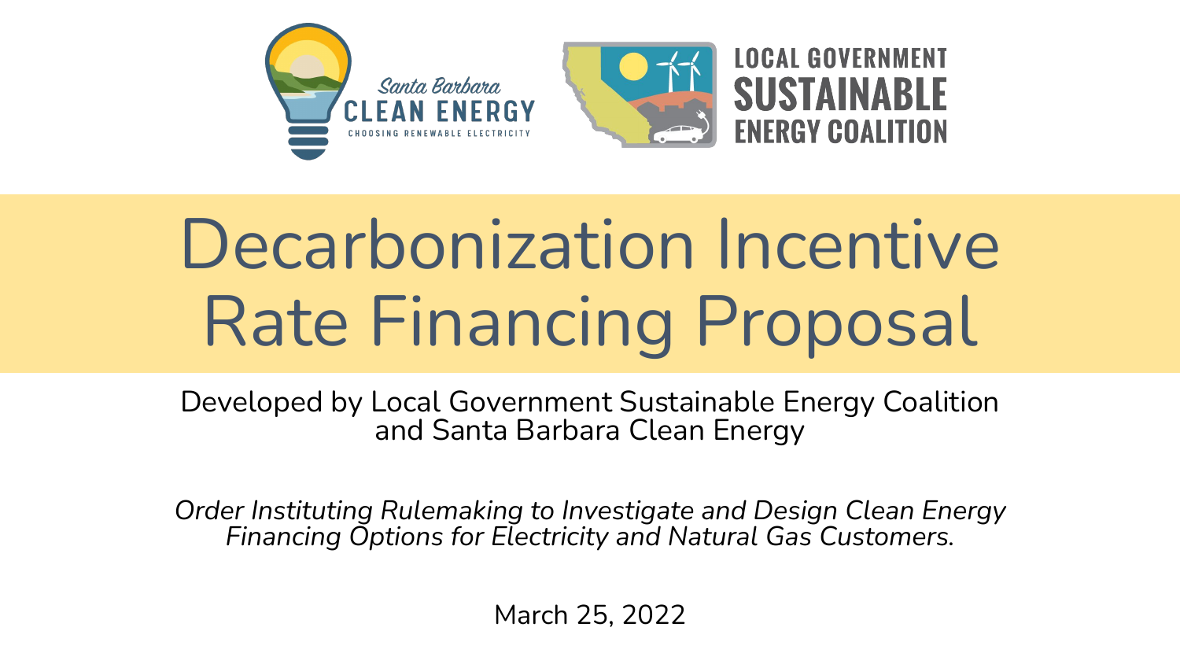Santa Barbara CLEAN ENERGY

CHOOSING RENEWABLE ELECTRICITY

LOCAL GOVERNMENT SUSTAINABLE ENERGY COALITION

# Decarbonization Incentive Rate Financing Proposal

Developed by Local Government Sustainable Energy Coalition and Santa Barbara Clean Energy

*Order Instituting Rulemaking to Investigate and Design Clean Energy Financing Options for Electricity and Natural Gas Customers.*

March 25, 2022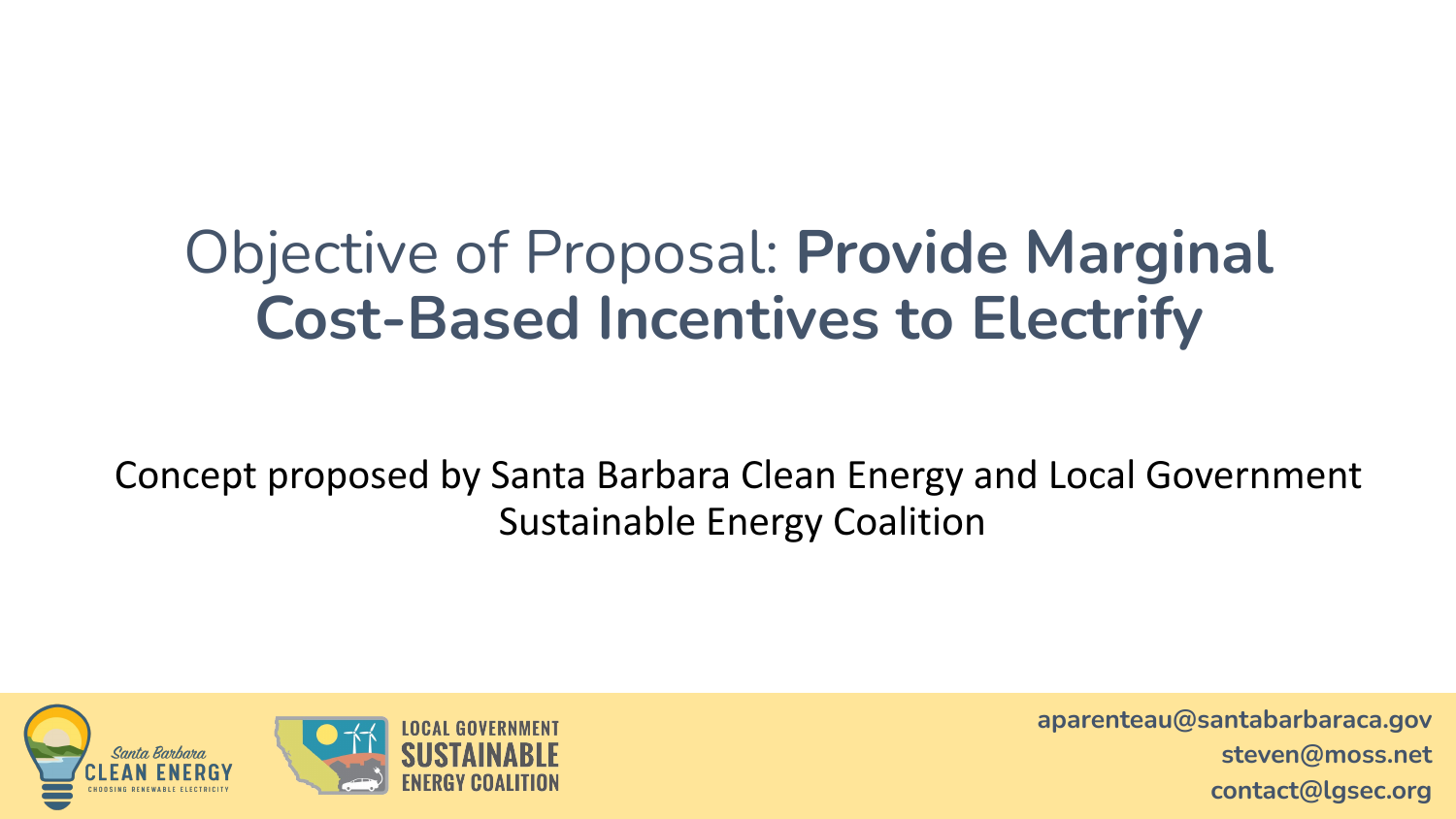# Objective of Proposal: **Provide Marginal Cost-Based Incentives to Electrify**

Concept proposed by Santa Barbara Clean Energy and Local Government Sustainable Energy Coalition

Santa Barbara CLEAN ENERGY
CHOOSING RENEWABLE ELECTRICITY

LOCAL GOVERNMENT SUSTAINABLE ENERGY COALITION

**aparenteau@santabarbaraca.gov**
**steven@moss.net**
**contact@lgsec.org**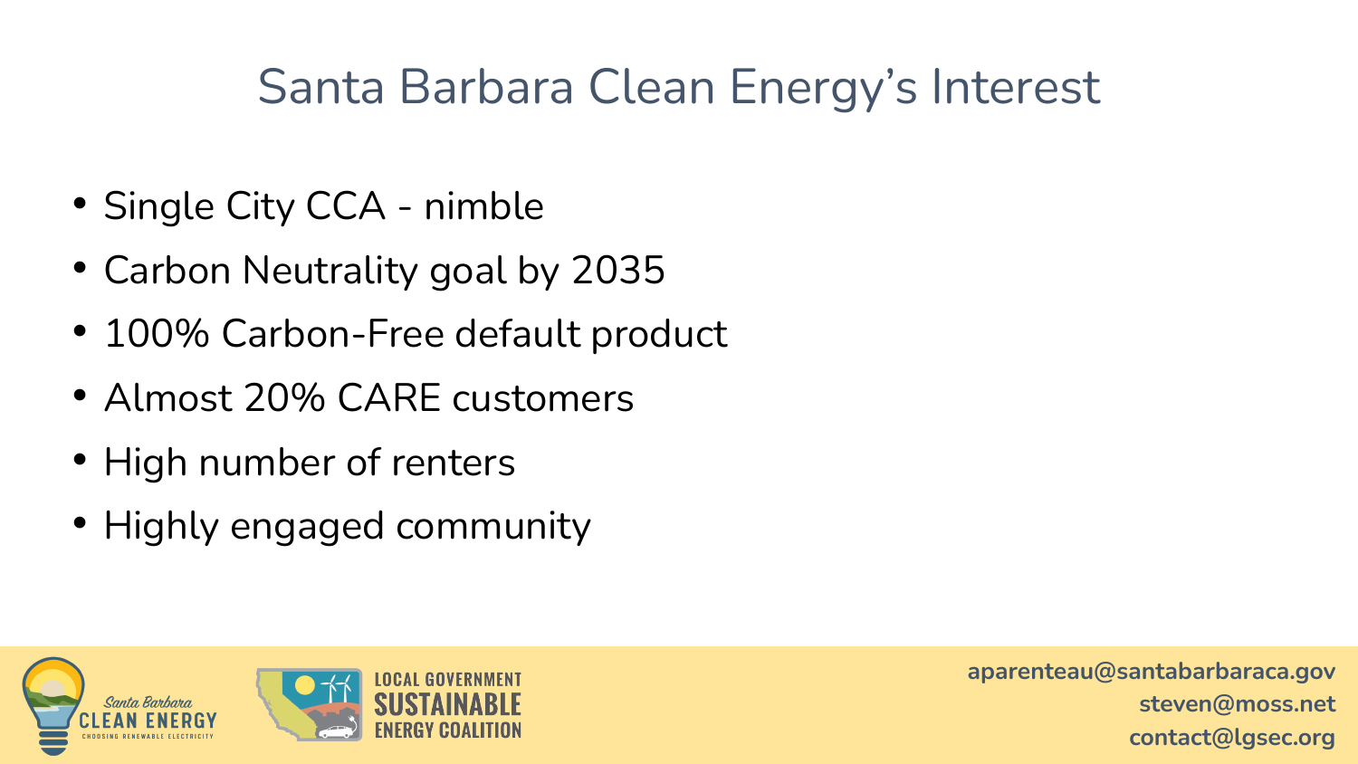# Santa Barbara Clean Energy's Interest

- Single City CCA - nimble
- Carbon Neutrality goal by 2035
- 100% Carbon-Free default product
- Almost 20% CARE customers
- High number of renters
- Highly engaged community

aparenteau@santabarbaraca.gov
steven@moss.net
contact@lgsec.org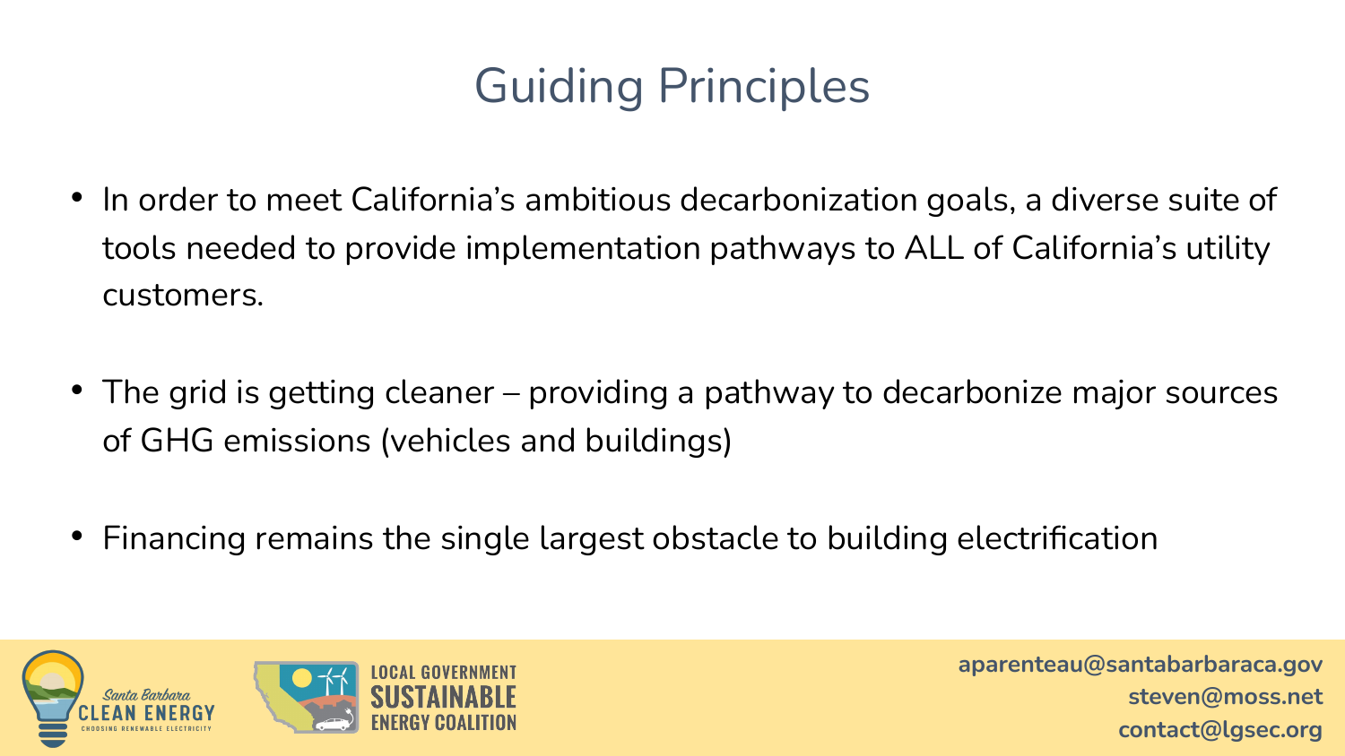# Guiding Principles

- In order to meet California's ambitious decarbonization goals, a diverse suite of tools needed to provide implementation pathways to ALL of California's utility customers.
- The grid is getting cleaner – providing a pathway to decarbonize major sources of GHG emissions (vehicles and buildings)
- Financing remains the single largest obstacle to building electrification

aparenteau@santabarbaraca.gov
steven@moss.net
contact@lgsec.org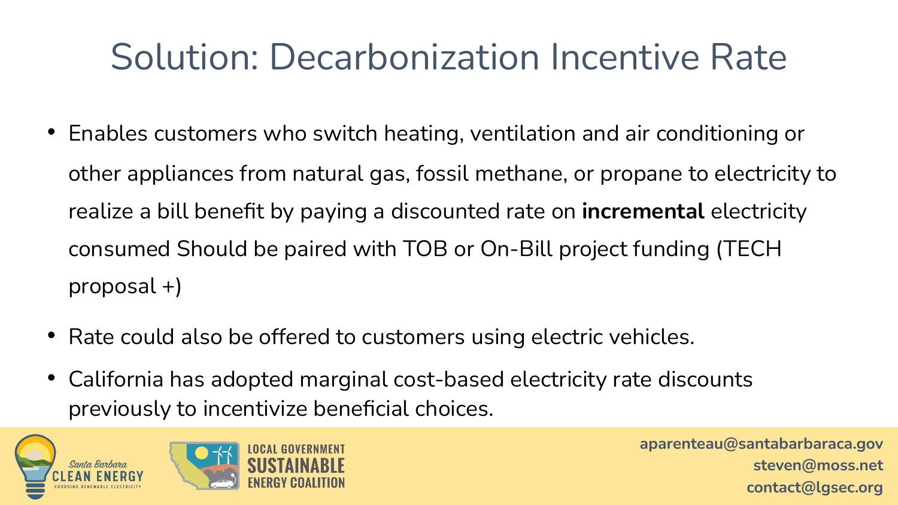# Solution: Decarbonization Incentive Rate

- Enables customers who switch heating, ventilation and air conditioning or other appliances from natural gas, fossil methane, or propane to electricity to realize a bill benefit by paying a discounted rate on **incremental** electricity consumed Should be paired with TOB or On-Bill project funding (TECH proposal +)
- Rate could also be offered to customers using electric vehicles.
- California has adopted marginal cost-based electricity rate discounts previously to incentivize beneficial choices.

Santa Barbara CLEAN ENERGY — CHOOSING RENEWABLE ELECTRICITY

LOCAL GOVERNMENT SUSTAINABLE ENERGY COALITION

aparenteau@santabarbaraca.gov
steven@moss.net
contact@lgsec.org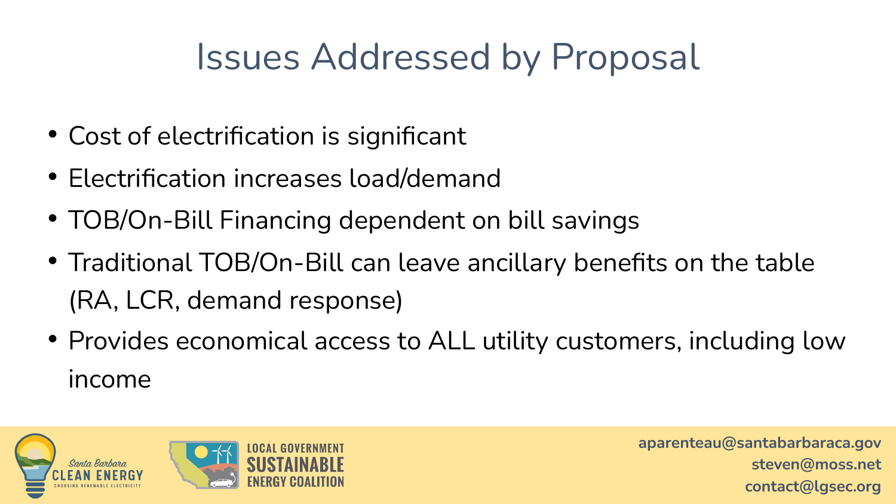# Issues Addressed by Proposal

- Cost of electrification is significant
- Electrification increases load/demand
- TOB/On-Bill Financing dependent on bill savings
- Traditional TOB/On-Bill can leave ancillary benefits on the table (RA, LCR, demand response)
- Provides economical access to ALL utility customers, including low income

aparenteau@santabarbaraca.gov
steven@moss.net
contact@lgsec.org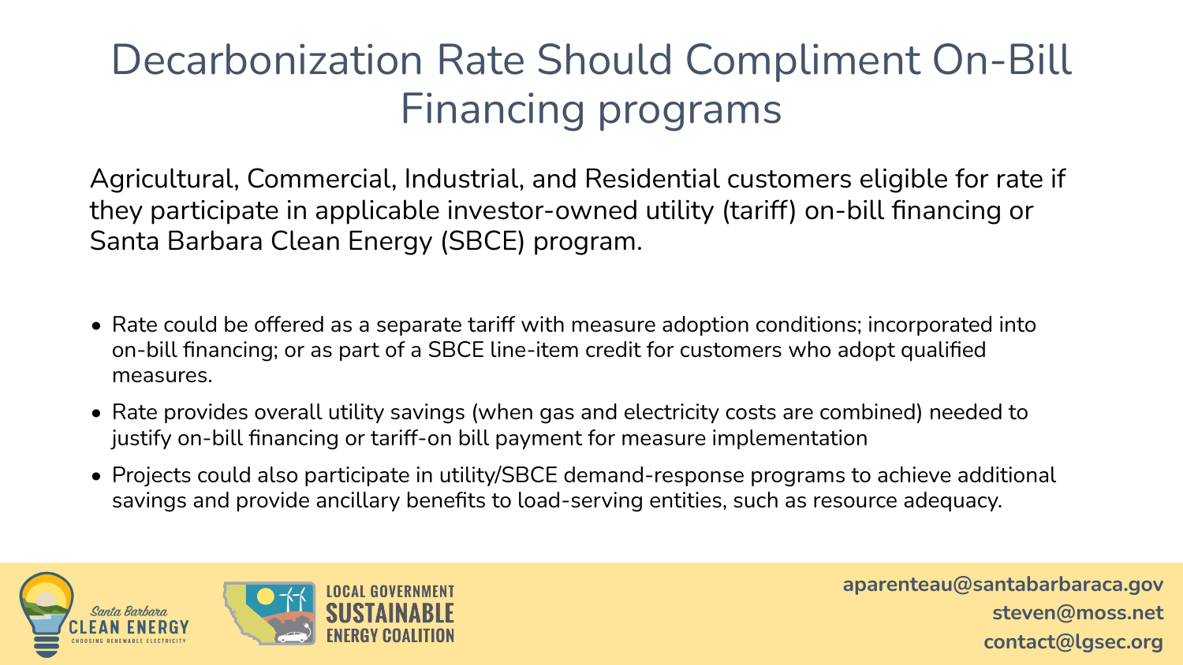# Decarbonization Rate Should Compliment On-Bill Financing programs

Agricultural, Commercial, Industrial, and Residential customers eligible for rate if they participate in applicable investor-owned utility (tariff) on-bill financing or Santa Barbara Clean Energy (SBCE) program.

- Rate could be offered as a separate tariff with measure adoption conditions; incorporated into on-bill financing; or as part of a SBCE line-item credit for customers who adopt qualified measures.
- Rate provides overall utility savings (when gas and electricity costs are combined) needed to justify on-bill financing or tariff-on bill payment for measure implementation
- Projects could also participate in utility/SBCE demand-response programs to achieve additional savings and provide ancillary benefits to load-serving entities, such as resource adequacy.

Santa Barbara CLEAN ENERGY — CHOOSING RENEWABLE ELECTRICITY

LOCAL GOVERNMENT SUSTAINABLE ENERGY COALITION

aparenteau@santabarbaraca.gov
steven@moss.net
contact@lgsec.org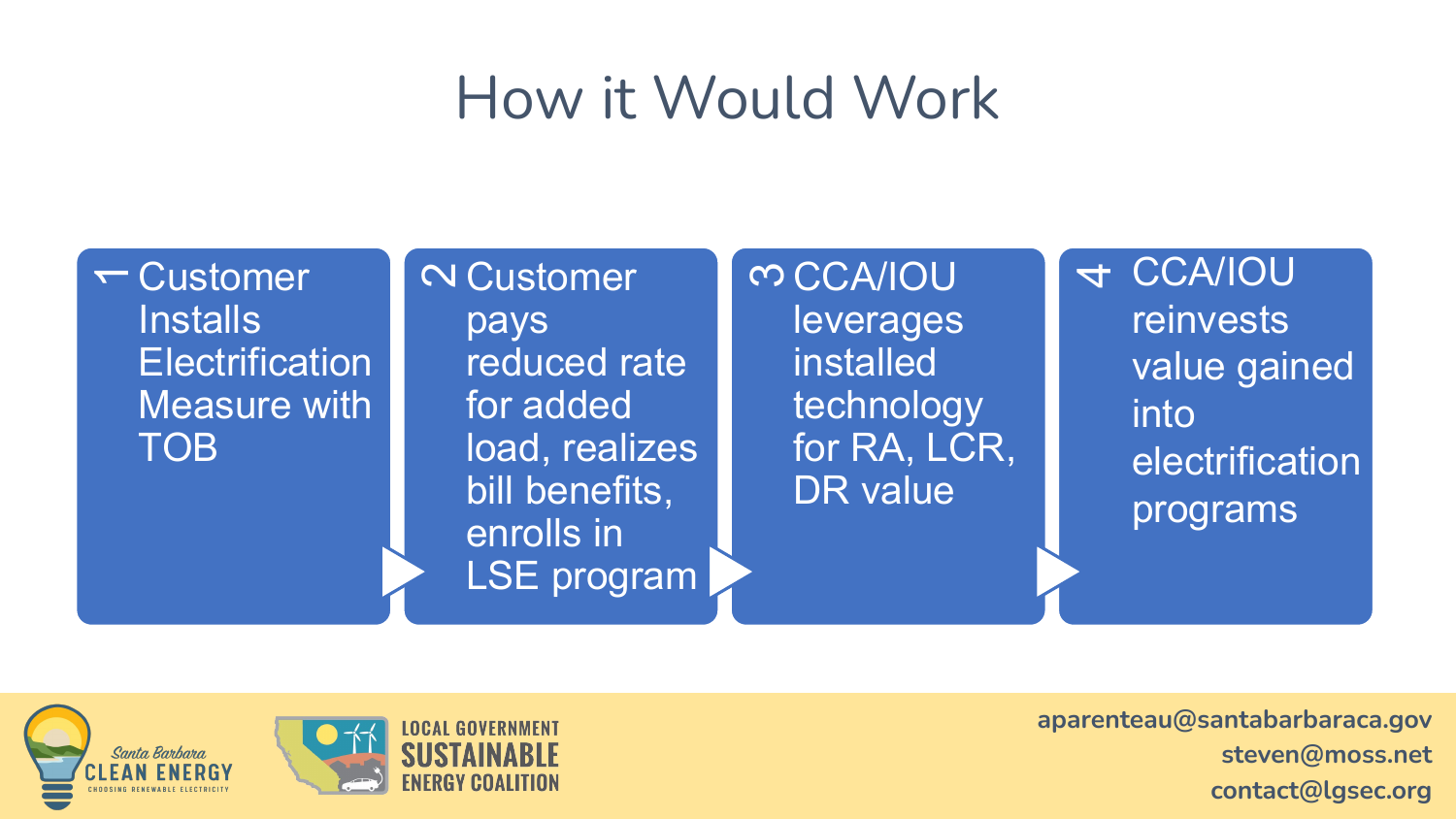# How it Would Work

1. Customer Installs Electrification Measure with TOB
2. Customer pays reduced rate for added load, realizes bill benefits, enrolls in LSE program
3. CCA/IOU leverages installed technology for RA, LCR, DR value
4. CCA/IOU reinvests value gained into electrification programs

Santa Barbara CLEAN ENERGY — CHOOSING RENEWABLE ELECTRICITY

LOCAL GOVERNMENT SUSTAINABLE ENERGY COALITION

aparenteau@santabarbaraca.gov
steven@moss.net
contact@lgsec.org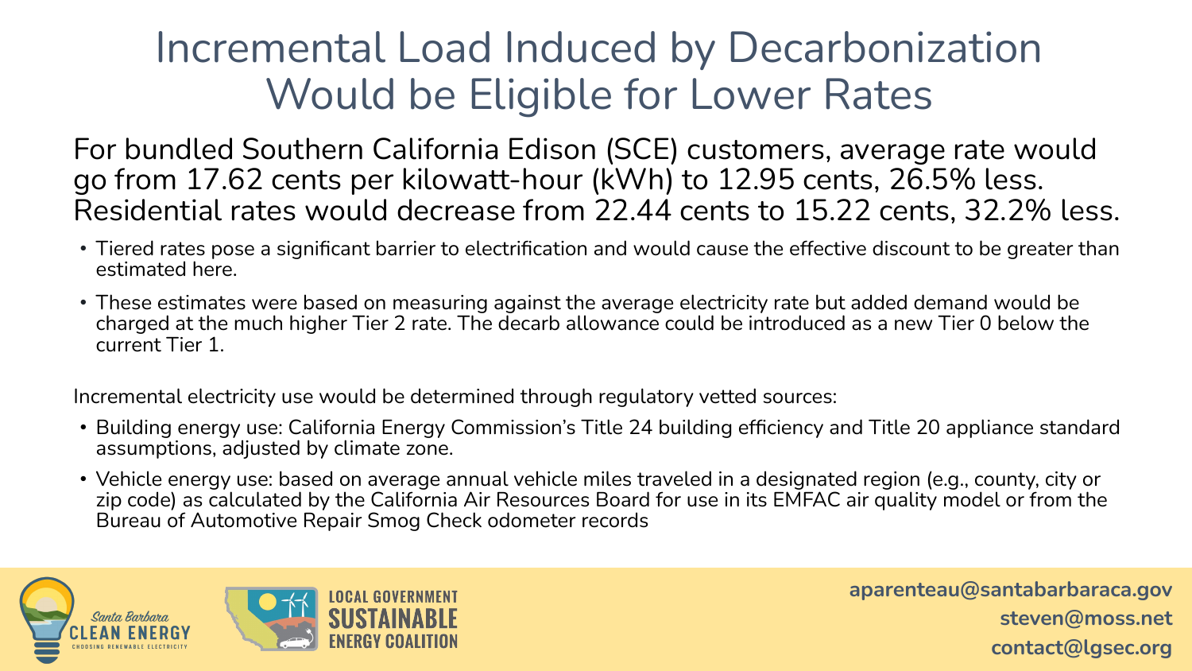# Incremental Load Induced by Decarbonization Would be Eligible for Lower Rates

For bundled Southern California Edison (SCE) customers, average rate would go from 17.62 cents per kilowatt-hour (kWh) to 12.95 cents, 26.5% less. Residential rates would decrease from 22.44 cents to 15.22 cents, 32.2% less.

- Tiered rates pose a significant barrier to electrification and would cause the effective discount to be greater than estimated here.
- These estimates were based on measuring against the average electricity rate but added demand would be charged at the much higher Tier 2 rate. The decarb allowance could be introduced as a new Tier 0 below the current Tier 1.

Incremental electricity use would be determined through regulatory vetted sources:

- Building energy use: California Energy Commission's Title 24 building efficiency and Title 20 appliance standard assumptions, adjusted by climate zone.
- Vehicle energy use: based on average annual vehicle miles traveled in a designated region (e.g., county, city or zip code) as calculated by the California Air Resources Board for use in its EMFAC air quality model or from the Bureau of Automotive Repair Smog Check odometer records

Santa Barbara Clean Energy — Choosing Renewable Electricity

Local Government Sustainable Energy Coalition

aparenteau@santabarbaraca.gov
steven@moss.net
contact@lgsec.org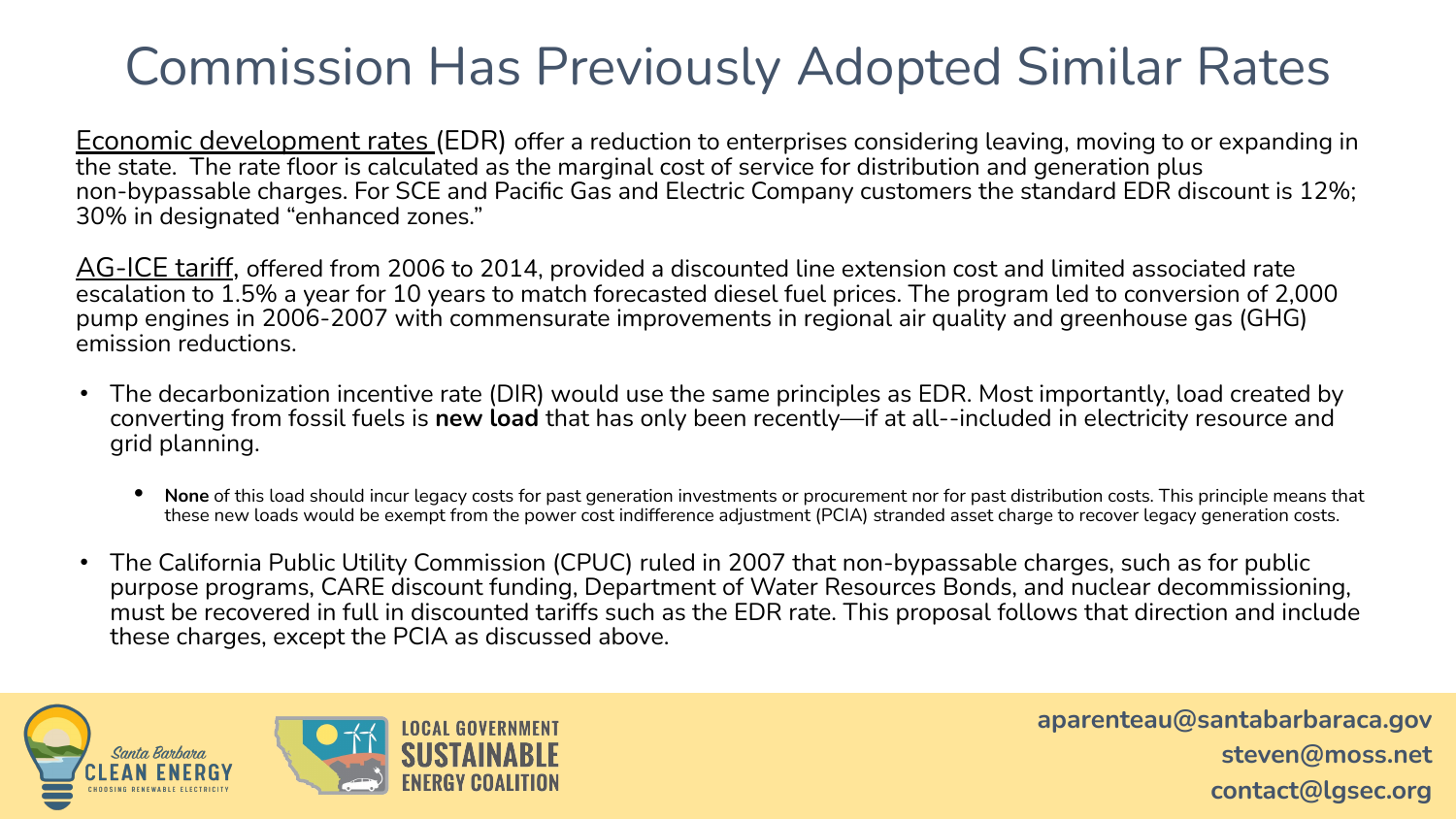# Commission Has Previously Adopted Similar Rates

Economic development rates (EDR) offer a reduction to enterprises considering leaving, moving to or expanding in the state. The rate floor is calculated as the marginal cost of service for distribution and generation plus non-bypassable charges. For SCE and Pacific Gas and Electric Company customers the standard EDR discount is 12%; 30% in designated "enhanced zones."

AG-ICE tariff, offered from 2006 to 2014, provided a discounted line extension cost and limited associated rate escalation to 1.5% a year for 10 years to match forecasted diesel fuel prices. The program led to conversion of 2,000 pump engines in 2006-2007 with commensurate improvements in regional air quality and greenhouse gas (GHG) emission reductions.

- The decarbonization incentive rate (DIR) would use the same principles as EDR. Most importantly, load created by converting from fossil fuels is **new load** that has only been recently—if at all--included in electricity resource and grid planning.
  - **None** of this load should incur legacy costs for past generation investments or procurement nor for past distribution costs. This principle means that these new loads would be exempt from the power cost indifference adjustment (PCIA) stranded asset charge to recover legacy generation costs.
- The California Public Utility Commission (CPUC) ruled in 2007 that non-bypassable charges, such as for public purpose programs, CARE discount funding, Department of Water Resources Bonds, and nuclear decommissioning, must be recovered in full in discounted tariffs such as the EDR rate. This proposal follows that direction and include these charges, except the PCIA as discussed above.

Santa Barbara CLEAN ENERGY — CHOOSING RENEWABLE ELECTRICITY

LOCAL GOVERNMENT SUSTAINABLE ENERGY COALITION

aparenteau@santabarbaraca.gov
steven@moss.net
contact@lgsec.org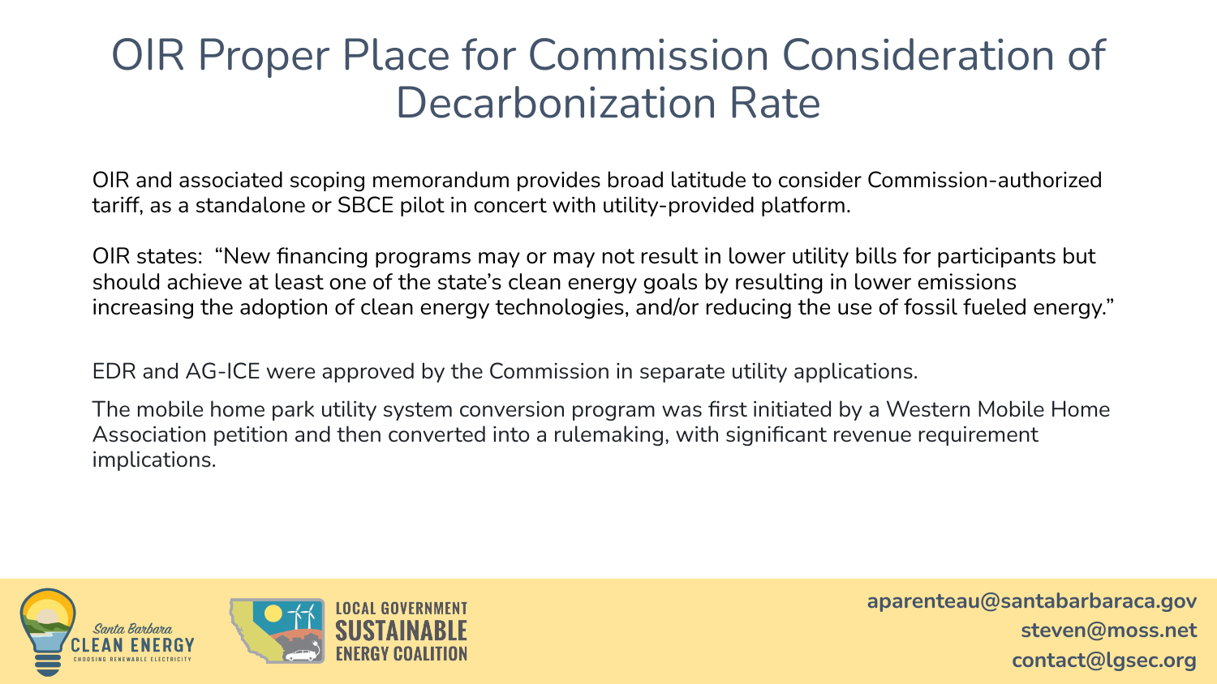# OIR Proper Place for Commission Consideration of Decarbonization Rate

OIR and associated scoping memorandum provides broad latitude to consider Commission-authorized tariff, as a standalone or SBCE pilot in concert with utility-provided platform.

OIR states: "New financing programs may or may not result in lower utility bills for participants but should achieve at least one of the state's clean energy goals by resulting in lower emissions increasing the adoption of clean energy technologies, and/or reducing the use of fossil fueled energy."

EDR and AG-ICE were approved by the Commission in separate utility applications.

The mobile home park utility system conversion program was first initiated by a Western Mobile Home Association petition and then converted into a rulemaking, with significant revenue requirement implications.

Santa Barbara CLEAN ENERGY — CHOOSING RENEWABLE ELECTRICITY

LOCAL GOVERNMENT SUSTAINABLE ENERGY COALITION

aparenteau@santabarbaraca.gov
steven@moss.net
contact@lgsec.org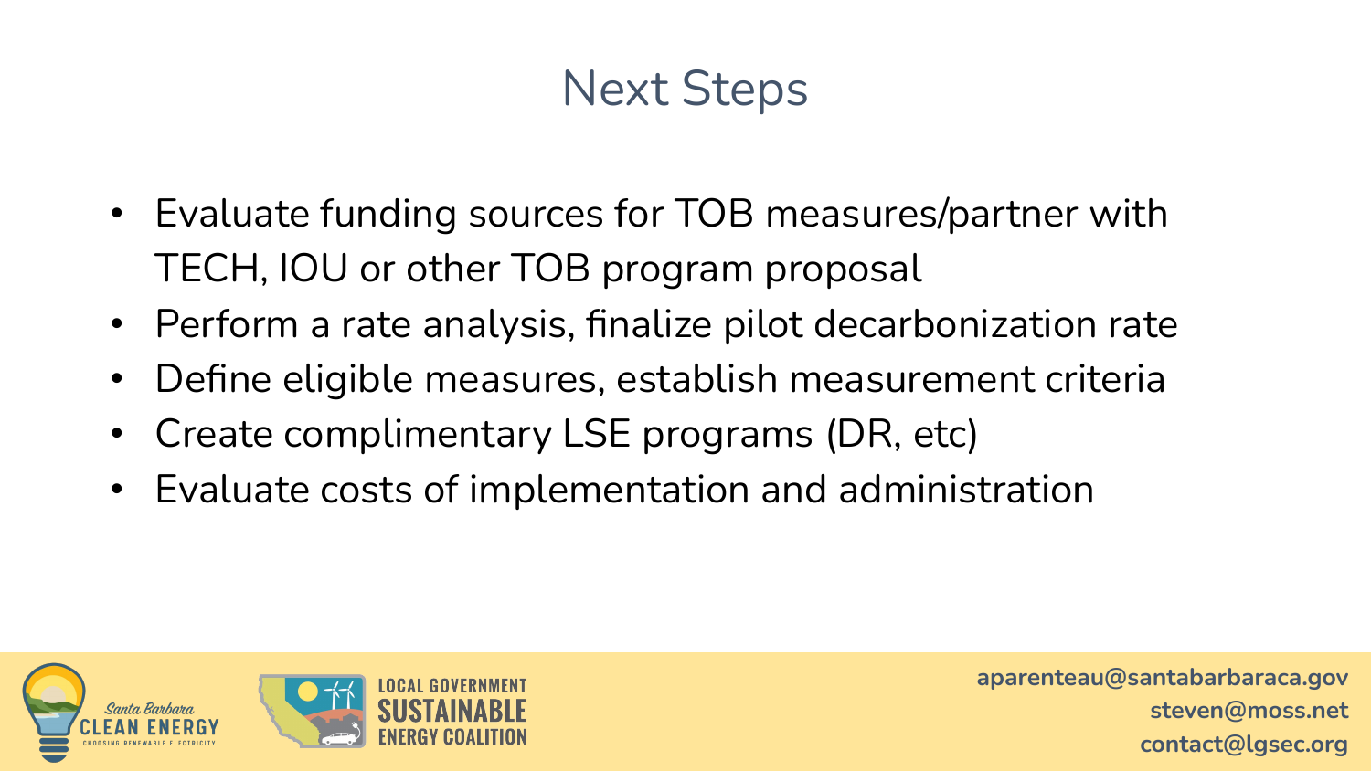# Next Steps

- Evaluate funding sources for TOB measures/partner with TECH, IOU or other TOB program proposal
- Perform a rate analysis, finalize pilot decarbonization rate
- Define eligible measures, establish measurement criteria
- Create complimentary LSE programs (DR, etc)
- Evaluate costs of implementation and administration

Santa Barbara CLEAN ENERGY — CHOOSING RENEWABLE ELECTRICITY

LOCAL GOVERNMENT SUSTAINABLE ENERGY COALITION

aparenteau@santabarbaraca.gov
steven@moss.net
contact@lgsec.org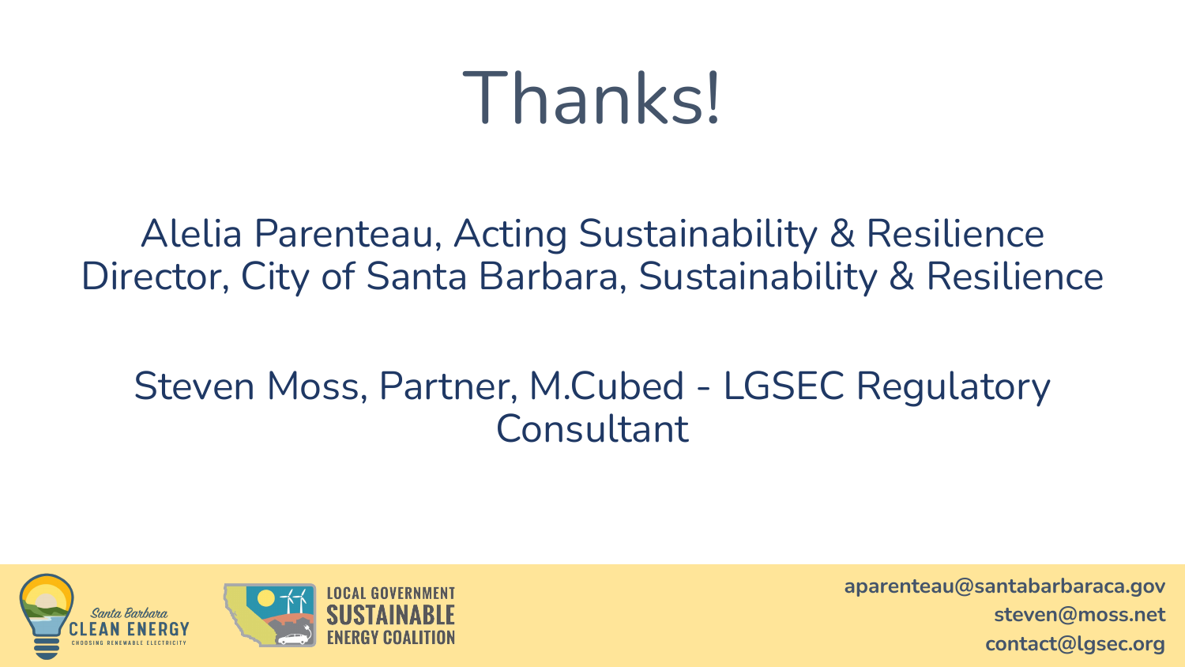# Thanks!

Alelia Parenteau, Acting Sustainability & Resilience Director, City of Santa Barbara, Sustainability & Resilience

Steven Moss, Partner, M.Cubed - LGSEC Regulatory Consultant

Santa Barbara CLEAN ENERGY
CHOOSING RENEWABLE ELECTRICITY

LOCAL GOVERNMENT SUSTAINABLE ENERGY COALITION

aparenteau@santabarbaraca.gov
steven@moss.net
contact@lgsec.org